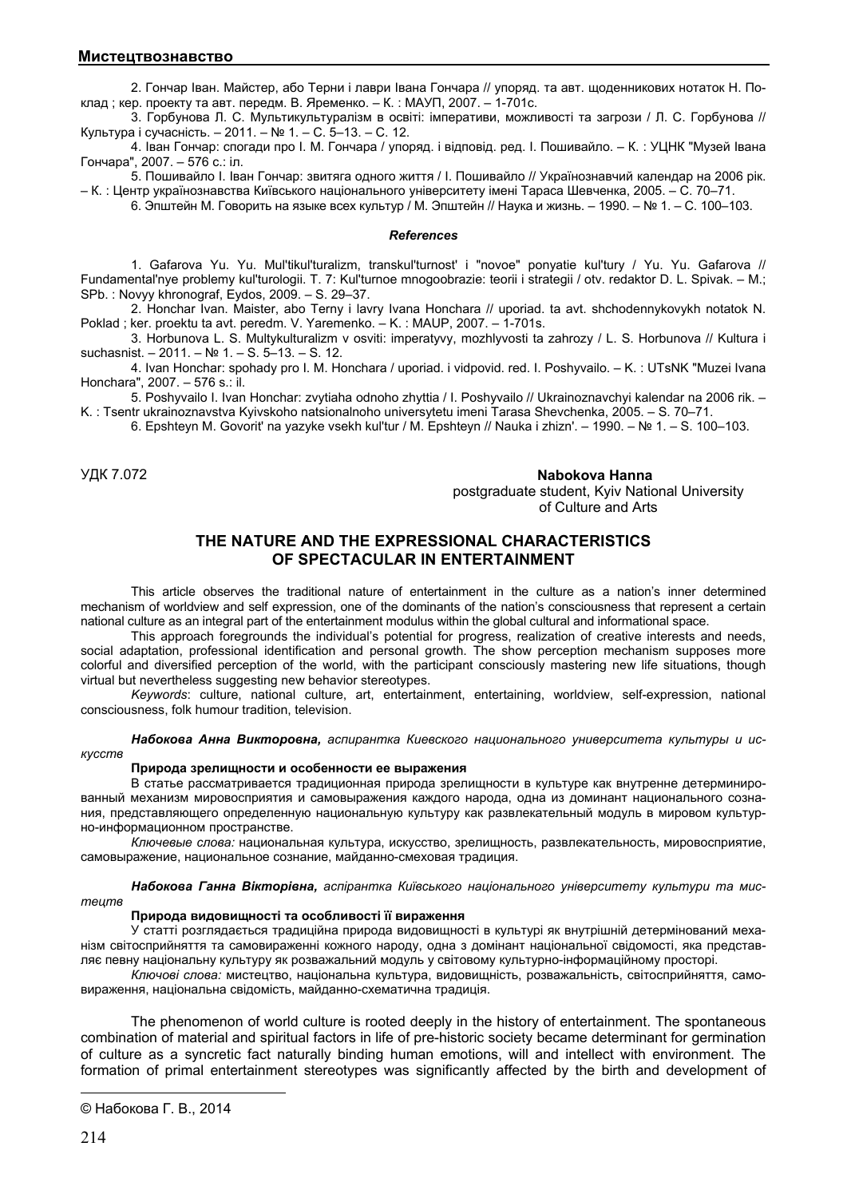2. Гончар Іван. Майстер, або Терни і лаври Івана Гончара // упоряд. та авт. щоденникових нотаток Н. Поклад ; кер. проекту та авт. передм. В. Яременко. – К. : МАУП, 2007. – 1-701с.

3. Горбунова Л. С. Мультикультуралізм в освіті: імперативи, можливості та загрози / Л. С. Горбунова // Культура і сучасність. – 2011. – № 1. – С. 5–13. – С. 12.

4. Іван Гончар: спогади про І. М. Гончара / упоряд. і відповід. ред. І. Пошивайло. – К. : УЦНК "Музей Івана Гончара", 2007. – 576 с.: іл.

5. Пошивайло І. Іван Гончар: звитяга одного життя / І. Пошивайло // Українознавчий календар на 2006 рік. – К. : Центр українознавства Київського національного університету імені Тараса Шевченка, 2005. – С. 70–71.

6. Эпштейн М. Говорить на языке всех культур / М. Эпштейн // Наука и жизнь. – 1990. – № 1. – С. 100–103.

***References***

1. Gafarova Yu. Yu. Mul'tikul'turalizm, transkul'turnost' i "novoe" ponyatie kul'tury / Yu. Yu. Gafarova // Fundamental'nye problemy kul'turologii. T. 7: Kul'turnoe mnogoobrazie: teorii i strategii / otv. redaktor D. L. Spivak. – M.; SPb. : Novyy khronograf, Eydos, 2009. – S. 29–37.

2. Honchar Ivan. Maister, abo Terny i lavry Ivana Honchara // uporiad. ta avt. shchodennykovykh notatok N. Poklad ; ker. proektu ta avt. peredm. V. Yaremenko. – K. : MAUP, 2007. – 1-701s.

3. Horbunova L. S. Multykulturalizm v osviti: imperatyvy, mozhlyvosti ta zahrozy / L. S. Horbunova // Kultura i suchasnist. – 2011. – № 1. – S. 5–13. – S. 12.

4. Ivan Honchar: spohady pro I. M. Honchara / uporiad. i vidpovid. red. I. Poshyvailo. – K. : UTsNK "Muzei Ivana Honchara", 2007. – 576 s.: il.

5. Poshyvailo I. Ivan Honchar: zvytiaha odnoho zhyttia / I. Poshyvailo // Ukrainoznavchyi kalendar na 2006 rik. – K. : Tsentr ukrainoznavstva Kyivskoho natsionalnoho universytetu imeni Tarasa Shevchenka, 2005. – S. 70–71.

6. Epshteyn M. Govorit' na yazyke vsekh kul'tur / M. Epshteyn // Nauka i zhizn'. – 1990. – № 1. – S. 100–103.

УДК 7.072

**Nabokova Hanna**
postgraduate student, Kyiv National University of Culture and Arts

## THE NATURE AND THE EXPRESSIONAL CHARACTERISTICS OF SPECTACULAR IN ENTERTAINMENT

This article observes the traditional nature of entertainment in the culture as a nation's inner determined mechanism of worldview and self expression, one of the dominants of the nation's consciousness that represent a certain national culture as an integral part of the entertainment modulus within the global cultural and informational space.

This approach foregrounds the individual's potential for progress, realization of creative interests and needs, social adaptation, professional identification and personal growth. The show perception mechanism supposes more colorful and diversified perception of the world, with the participant consciously mastering new life situations, though virtual but nevertheless suggesting new behavior stereotypes.

*Keywords*: culture, national culture, art, entertainment, entertaining, worldview, self-expression, national consciousness, folk humour tradition, television.

***Набокова Анна Викторовна,*** *аспирантка Киевского национального университета культуры и искусств*

**Природа зрелищности и особенности ее выражения**

В статье рассматривается традиционная природа зрелищности в культуре как внутренне детерминированный механизм мировосприятия и самовыражения каждого народа, одна из доминант национального сознания, представляющего определенную национальную культуру как развлекательный модуль в мировом культурно-информационном пространстве.

*Ключевые слова:* национальная культура, искусство, зрелищность, развлекательность, мировосприятие, самовыражение, национальное сознание, майданно-смеховая традиция.

***Набокова Ганна Вікторівна,*** *аспірантка Київського національного університету культури та мистецтв*

**Природа видовищності та особливості її вираження**

У статті розглядається традиційна природа видовищності в культурі як внутрішній детермінований механізм світосприйняття та самовираженні кожного народу, одна з домінант національної свідомості, яка представляє певну національну культуру як розважальний модуль у світовому культурно-інформаційному просторі.

*Ключові слова:* мистецтво, національна культура, видовищність, розважальність, світосприйняття, самовираження, національна свідомість, майданно-схематична традиція.

The phenomenon of world culture is rooted deeply in the history of entertainment. The spontaneous combination of material and spiritual factors in life of pre-historic society became determinant for germination of culture as a syncretic fact naturally binding human emotions, will and intellect with environment. The formation of primal entertainment stereotypes was significantly affected by the birth and development of

© Набокова Г. В., 2014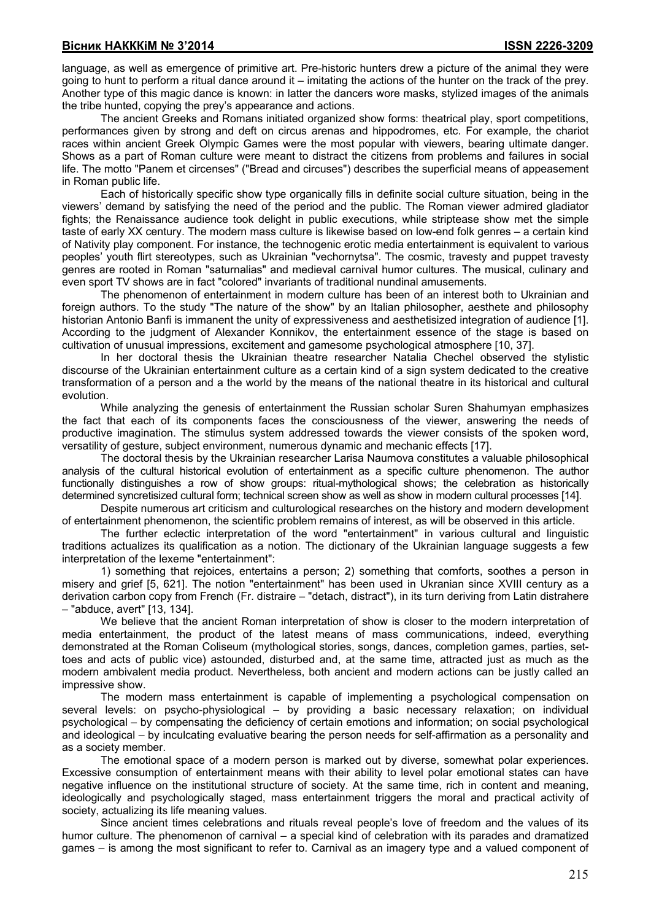language, as well as emergence of primitive art. Pre-historic hunters drew a picture of the animal they were going to hunt to perform a ritual dance around it – imitating the actions of the hunter on the track of the prey. Another type of this magic dance is known: in latter the dancers wore masks, stylized images of the animals the tribe hunted, copying the prey's appearance and actions.

The ancient Greeks and Romans initiated organized show forms: theatrical play, sport competitions, performances given by strong and deft on circus arenas and hippodromes, etc. For example, the chariot races within ancient Greek Olympic Games were the most popular with viewers, bearing ultimate danger. Shows as a part of Roman culture were meant to distract the citizens from problems and failures in social life. The motto "Panem et circenses" ("Bread and circuses") describes the superficial means of appeasement in Roman public life.

Each of historically specific show type organically fills in definite social culture situation, being in the viewers' demand by satisfying the need of the period and the public. The Roman viewer admired gladiator fights; the Renaissance audience took delight in public executions, while striptease show met the simple taste of early XX century. The modern mass culture is likewise based on low-end folk genres – a certain kind of Nativity play component. For instance, the technogenic erotic media entertainment is equivalent to various peoples' youth flirt stereotypes, such as Ukrainian "vechornytsa". The cosmic, travesty and puppet travesty genres are rooted in Roman "saturnalias" and medieval carnival humor cultures. The musical, culinary and even sport TV shows are in fact "colored" invariants of traditional nundinal amusements.

The phenomenon of entertainment in modern culture has been of an interest both to Ukrainian and foreign authors. To the study "The nature of the show" by an Italian philosopher, aesthete and philosophy historian Antonio Banfi is immanent the unity of expressiveness and aesthetisized integration of audience [1]. According to the judgment of Alexander Konnikov, the entertainment essence of the stage is based on cultivation of unusual impressions, excitement and gamesome psychological atmosphere [10, 37].

In her doctoral thesis the Ukrainian theatre researcher Natalia Chechel observed the stylistic discourse of the Ukrainian entertainment culture as a certain kind of a sign system dedicated to the creative transformation of a person and a the world by the means of the national theatre in its historical and cultural evolution.

While analyzing the genesis of entertainment the Russian scholar Suren Shahumyan emphasizes the fact that each of its components faces the consciousness of the viewer, answering the needs of productive imagination. The stimulus system addressed towards the viewer consists of the spoken word, versatility of gesture, subject environment, numerous dynamic and mechanic effects [17].

The doctoral thesis by the Ukrainian researcher Larisa Naumova constitutes a valuable philosophical analysis of the cultural historical evolution of entertainment as a specific culture phenomenon. The author functionally distinguishes a row of show groups: ritual-mythological shows; the celebration as historically determined syncretisized cultural form; technical screen show as well as show in modern cultural processes [14].

Despite numerous art criticism and culturological researches on the history and modern development of entertainment phenomenon, the scientific problem remains of interest, as will be observed in this article.

The further eclectic interpretation of the word "entertainment" in various cultural and linguistic traditions actualizes its qualification as a notion. The dictionary of the Ukrainian language suggests a few interpretation of the lexeme "entertainment":

1) something that rejoices, entertains a person; 2) something that comforts, soothes a person in misery and grief [5, 621]. The notion "entertainment" has been used in Ukranian since XVIII century as a derivation carbon copy from French (Fr. distraire – "detach, distract"), in its turn deriving from Latin distrahere – "abduce, avert" [13, 134].

We believe that the ancient Roman interpretation of show is closer to the modern interpretation of media entertainment, the product of the latest means of mass communications, indeed, everything demonstrated at the Roman Coliseum (mythological stories, songs, dances, completion games, parties, set-toes and acts of public vice) astounded, disturbed and, at the same time, attracted just as much as the modern ambivalent media product. Nevertheless, both ancient and modern actions can be justly called an impressive show.

The modern mass entertainment is capable of implementing a psychological compensation on several levels: on psycho-physiological – by providing a basic necessary relaxation; on individual psychological – by compensating the deficiency of certain emotions and information; on social psychological and ideological – by inculcating evaluative bearing the person needs for self-affirmation as a personality and as a society member.

The emotional space of a modern person is marked out by diverse, somewhat polar experiences. Excessive consumption of entertainment means with their ability to level polar emotional states can have negative influence on the institutional structure of society. At the same time, rich in content and meaning, ideologically and psychologically staged, mass entertainment triggers the moral and practical activity of society, actualizing its life meaning values.

Since ancient times celebrations and rituals reveal people's love of freedom and the values of its humor culture. The phenomenon of carnival – a special kind of celebration with its parades and dramatized games – is among the most significant to refer to. Carnival as an imagery type and a valued component of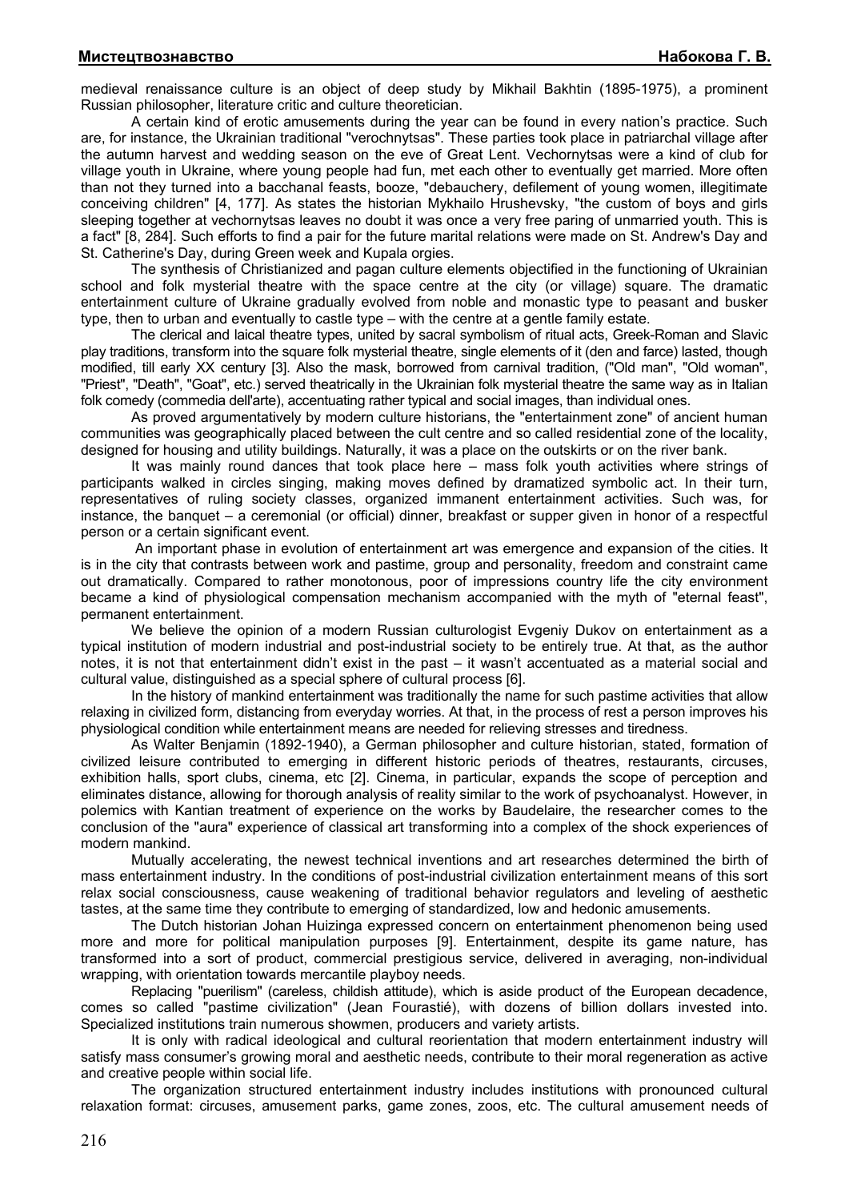medieval renaissance culture is an object of deep study by Mikhail Bakhtin (1895-1975), a prominent Russian philosopher, literature critic and culture theoretician.

A certain kind of erotic amusements during the year can be found in every nation's practice. Such are, for instance, the Ukrainian traditional "verochnytsas". These parties took place in patriarchal village after the autumn harvest and wedding season on the eve of Great Lent. Vechornytsas were a kind of club for village youth in Ukraine, where young people had fun, met each other to eventually get married. More often than not they turned into a bacchanal feasts, booze, "debauchery, defilement of young women, illegitimate conceiving children" [4, 177]. As states the historian Mykhailo Hrushevsky, "the custom of boys and girls sleeping together at vechornytsas leaves no doubt it was once a very free paring of unmarried youth. This is a fact" [8, 284]. Such efforts to find a pair for the future marital relations were made on St. Andrew's Day and St. Catherine's Day, during Green week and Kupala orgies.

The synthesis of Christianized and pagan culture elements objectified in the functioning of Ukrainian school and folk mysterial theatre with the space centre at the city (or village) square. The dramatic entertainment culture of Ukraine gradually evolved from noble and monastic type to peasant and busker type, then to urban and eventually to castle type – with the centre at a gentle family estate.

The clerical and laical theatre types, united by sacral symbolism of ritual acts, Greek-Roman and Slavic play traditions, transform into the square folk mysterial theatre, single elements of it (den and farce) lasted, though modified, till early XX century [3]. Also the mask, borrowed from carnival tradition, ("Old man", "Old woman", "Priest", "Death", "Goat", etc.) served theatrically in the Ukrainian folk mysterial theatre the same way as in Italian folk comedy (commedia dell'arte), accentuating rather typical and social images, than individual ones.

As proved argumentatively by modern culture historians, the "entertainment zone" of ancient human communities was geographically placed between the cult centre and so called residential zone of the locality, designed for housing and utility buildings. Naturally, it was a place on the outskirts or on the river bank.

It was mainly round dances that took place here – mass folk youth activities where strings of participants walked in circles singing, making moves defined by dramatized symbolic act. In their turn, representatives of ruling society classes, organized immanent entertainment activities. Such was, for instance, the banquet – a ceremonial (or official) dinner, breakfast or supper given in honor of a respectful person or a certain significant event.

An important phase in evolution of entertainment art was emergence and expansion of the cities. It is in the city that contrasts between work and pastime, group and personality, freedom and constraint came out dramatically. Compared to rather monotonous, poor of impressions country life the city environment became a kind of physiological compensation mechanism accompanied with the myth of "eternal feast", permanent entertainment.

We believe the opinion of a modern Russian culturologist Evgeniy Dukov on entertainment as a typical institution of modern industrial and post-industrial society to be entirely true. At that, as the author notes, it is not that entertainment didn't exist in the past – it wasn't accentuated as a material social and cultural value, distinguished as a special sphere of cultural process [6].

In the history of mankind entertainment was traditionally the name for such pastime activities that allow relaxing in civilized form, distancing from everyday worries. At that, in the process of rest a person improves his physiological condition while entertainment means are needed for relieving stresses and tiredness.

As Walter Benjamin (1892-1940), a German philosopher and culture historian, stated, formation of civilized leisure contributed to emerging in different historic periods of theatres, restaurants, circuses, exhibition halls, sport clubs, cinema, etc [2]. Cinema, in particular, expands the scope of perception and eliminates distance, allowing for thorough analysis of reality similar to the work of psychoanalyst. However, in polemics with Kantian treatment of experience on the works by Baudelaire, the researcher comes to the conclusion of the "aura" experience of classical art transforming into a complex of the shock experiences of modern mankind.

Mutually accelerating, the newest technical inventions and art researches determined the birth of mass entertainment industry. In the conditions of post-industrial civilization entertainment means of this sort relax social consciousness, cause weakening of traditional behavior regulators and leveling of aesthetic tastes, at the same time they contribute to emerging of standardized, low and hedonic amusements.

The Dutch historian Johan Huizinga expressed concern on entertainment phenomenon being used more and more for political manipulation purposes [9]. Entertainment, despite its game nature, has transformed into a sort of product, commercial prestigious service, delivered in averaging, non-individual wrapping, with orientation towards mercantile playboy needs.

Replacing "puerilism" (careless, childish attitude), which is aside product of the European decadence, comes so called "pastime civilization" (Jean Fourastié), with dozens of billion dollars invested into. Specialized institutions train numerous showmen, producers and variety artists.

It is only with radical ideological and cultural reorientation that modern entertainment industry will satisfy mass consumer's growing moral and aesthetic needs, contribute to their moral regeneration as active and creative people within social life.

The organization structured entertainment industry includes institutions with pronounced cultural relaxation format: circuses, amusement parks, game zones, zoos, etc. The cultural amusement needs of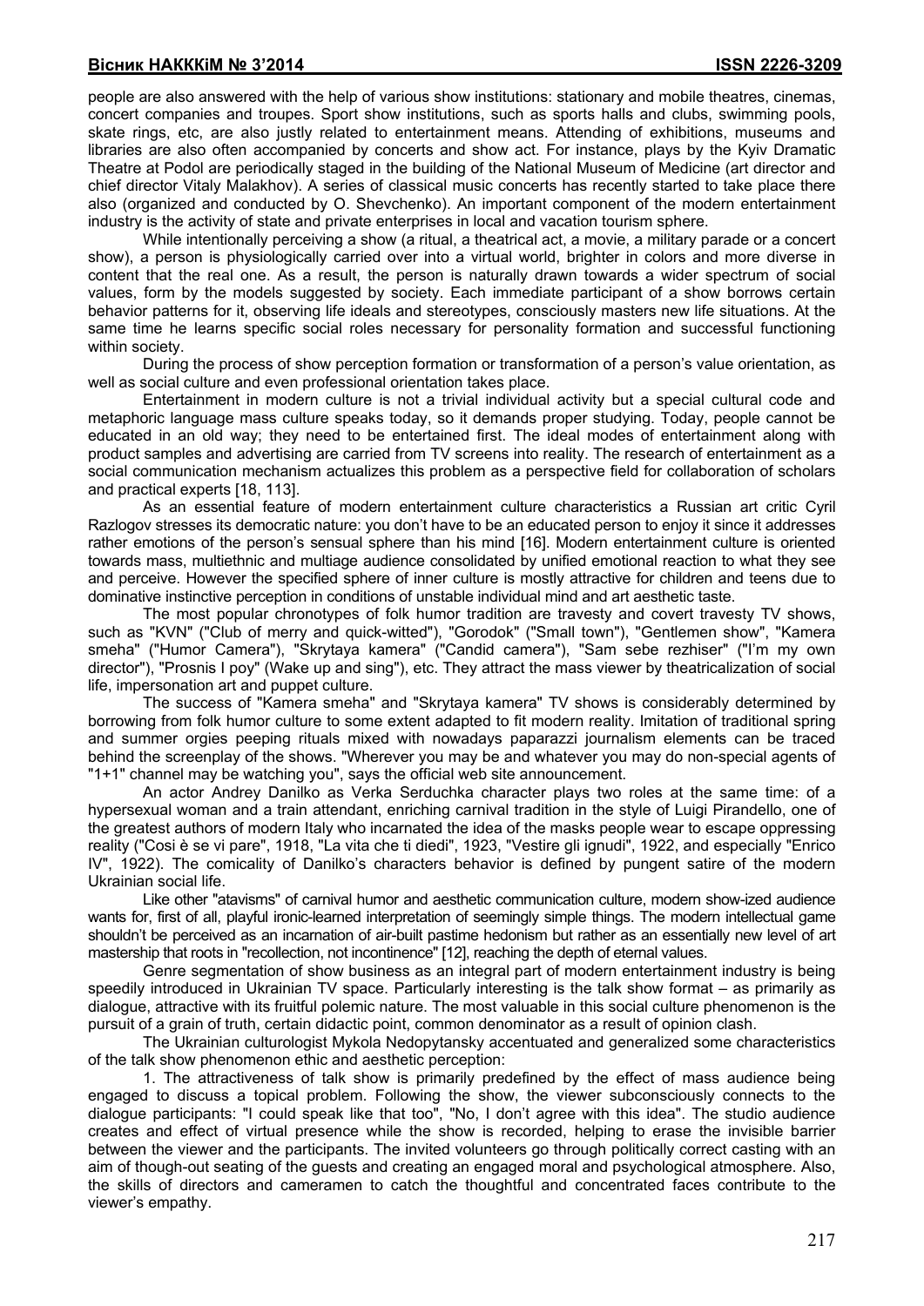people are also answered with the help of various show institutions: stationary and mobile theatres, cinemas, concert companies and troupes. Sport show institutions, such as sports halls and clubs, swimming pools, skate rings, etc, are also justly related to entertainment means. Attending of exhibitions, museums and libraries are also often accompanied by concerts and show act. For instance, plays by the Kyiv Dramatic Theatre at Podol are periodically staged in the building of the National Museum of Medicine (art director and chief director Vitaly Malakhov). A series of classical music concerts has recently started to take place there also (organized and conducted by O. Shevchenko). An important component of the modern entertainment industry is the activity of state and private enterprises in local and vacation tourism sphere.

While intentionally perceiving a show (a ritual, a theatrical act, a movie, a military parade or a concert show), a person is physiologically carried over into a virtual world, brighter in colors and more diverse in content that the real one. As a result, the person is naturally drawn towards a wider spectrum of social values, form by the models suggested by society. Each immediate participant of a show borrows certain behavior patterns for it, observing life ideals and stereotypes, consciously masters new life situations. At the same time he learns specific social roles necessary for personality formation and successful functioning within society.

During the process of show perception formation or transformation of a person's value orientation, as well as social culture and even professional orientation takes place.

Entertainment in modern culture is not a trivial individual activity but a special cultural code and metaphoric language mass culture speaks today, so it demands proper studying. Today, people cannot be educated in an old way; they need to be entertained first. The ideal modes of entertainment along with product samples and advertising are carried from TV screens into reality. The research of entertainment as a social communication mechanism actualizes this problem as a perspective field for collaboration of scholars and practical experts [18, 113].

As an essential feature of modern entertainment culture characteristics a Russian art critic Cyril Razlogov stresses its democratic nature: you don't have to be an educated person to enjoy it since it addresses rather emotions of the person's sensual sphere than his mind [16]. Modern entertainment culture is oriented towards mass, multiethnic and multiage audience consolidated by unified emotional reaction to what they see and perceive. However the specified sphere of inner culture is mostly attractive for children and teens due to dominative instinctive perception in conditions of unstable individual mind and art aesthetic taste.

The most popular chronotypes of folk humor tradition are travesty and covert travesty TV shows, such as "KVN" ("Club of merry and quick-witted"), "Gorodok" ("Small town"), "Gentlemen show", "Kamera smeha" ("Humor Camera"), "Skrytaya kamera" ("Candid camera"), "Sam sebe rezhiser" ("I'm my own director"), "Prosnis I poy" (Wake up and sing"), etc. They attract the mass viewer by theatricalization of social life, impersonation art and puppet culture.

The success of "Kamera smeha" and "Skrytaya kamera" TV shows is considerably determined by borrowing from folk humor culture to some extent adapted to fit modern reality. Imitation of traditional spring and summer orgies peeping rituals mixed with nowadays paparazzi journalism elements can be traced behind the screenplay of the shows. "Wherever you may be and whatever you may do non-special agents of "1+1" channel may be watching you", says the official web site announcement.

An actor Andrey Danilko as Verka Serduchka character plays two roles at the same time: of a hypersexual woman and a train attendant, enriching carnival tradition in the style of Luigi Pirandello, one of the greatest authors of modern Italy who incarnated the idea of the masks people wear to escape oppressing reality ("Cosi è se vi pare", 1918, "La vita che ti diedi", 1923, "Vestire gli ignudi", 1922, and especially "Enrico IV", 1922). The comicality of Danilko's characters behavior is defined by pungent satire of the modern Ukrainian social life.

Like other "atavisms" of carnival humor and aesthetic communication culture, modern show-ized audience wants for, first of all, playful ironic-learned interpretation of seemingly simple things. The modern intellectual game shouldn't be perceived as an incarnation of air-built pastime hedonism but rather as an essentially new level of art mastership that roots in "recollection, not incontinence" [12], reaching the depth of eternal values.

Genre segmentation of show business as an integral part of modern entertainment industry is being speedily introduced in Ukrainian TV space. Particularly interesting is the talk show format – as primarily as dialogue, attractive with its fruitful polemic nature. The most valuable in this social culture phenomenon is the pursuit of a grain of truth, certain didactic point, common denominator as a result of opinion clash.

The Ukrainian culturologist Mykola Nedopytansky accentuated and generalized some characteristics of the talk show phenomenon ethic and aesthetic perception:

1. The attractiveness of talk show is primarily predefined by the effect of mass audience being engaged to discuss a topical problem. Following the show, the viewer subconsciously connects to the dialogue participants: "I could speak like that too", "No, I don't agree with this idea". The studio audience creates and effect of virtual presence while the show is recorded, helping to erase the invisible barrier between the viewer and the participants. The invited volunteers go through politically correct casting with an aim of though-out seating of the guests and creating an engaged moral and psychological atmosphere. Also, the skills of directors and cameramen to catch the thoughtful and concentrated faces contribute to the viewer's empathy.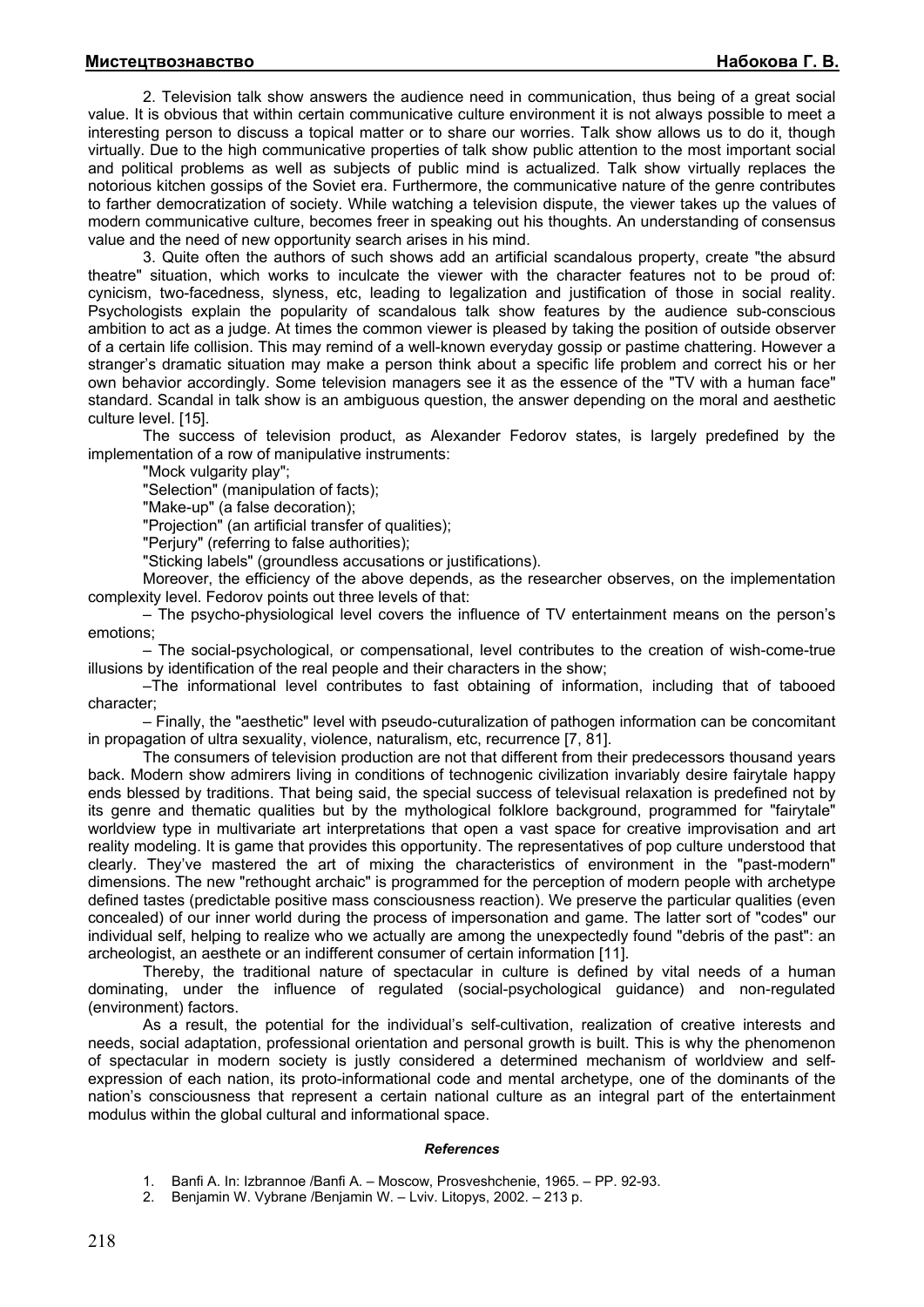2. Television talk show answers the audience need in communication, thus being of a great social value. It is obvious that within certain communicative culture environment it is not always possible to meet a interesting person to discuss a topical matter or to share our worries. Talk show allows us to do it, though virtually. Due to the high communicative properties of talk show public attention to the most important social and political problems as well as subjects of public mind is actualized. Talk show virtually replaces the notorious kitchen gossips of the Soviet era. Furthermore, the communicative nature of the genre contributes to farther democratization of society. While watching a television dispute, the viewer takes up the values of modern communicative culture, becomes freer in speaking out his thoughts. An understanding of consensus value and the need of new opportunity search arises in his mind.

3. Quite often the authors of such shows add an artificial scandalous property, create "the absurd theatre" situation, which works to inculcate the viewer with the character features not to be proud of: cynicism, two-facedness, slyness, etc, leading to legalization and justification of those in social reality. Psychologists explain the popularity of scandalous talk show features by the audience sub-conscious ambition to act as a judge. At times the common viewer is pleased by taking the position of outside observer of a certain life collision. This may remind of a well-known everyday gossip or pastime chattering. However a stranger's dramatic situation may make a person think about a specific life problem and correct his or her own behavior accordingly. Some television managers see it as the essence of the "TV with a human face" standard. Scandal in talk show is an ambiguous question, the answer depending on the moral and aesthetic culture level. [15].

The success of television product, as Alexander Fedorov states, is largely predefined by the implementation of a row of manipulative instruments:

"Mock vulgarity play";

"Selection" (manipulation of facts);

"Make-up" (a false decoration);

"Projection" (an artificial transfer of qualities);

"Perjury" (referring to false authorities);

"Sticking labels" (groundless accusations or justifications).

Moreover, the efficiency of the above depends, as the researcher observes, on the implementation complexity level. Fedorov points out three levels of that:

– The psycho-physiological level covers the influence of TV entertainment means on the person's emotions;

– The social-psychological, or compensational, level contributes to the creation of wish-come-true illusions by identification of the real people and their characters in the show;

–The informational level contributes to fast obtaining of information, including that of tabooed character;

– Finally, the "aesthetic" level with pseudo-cuturalization of pathogen information can be concomitant in propagation of ultra sexuality, violence, naturalism, etc, recurrence [7, 81].

The consumers of television production are not that different from their predecessors thousand years back. Modern show admirers living in conditions of technogenic civilization invariably desire fairytale happy ends blessed by traditions. That being said, the special success of televisual relaxation is predefined not by its genre and thematic qualities but by the mythological folklore background, programmed for "fairytale" worldview type in multivariate art interpretations that open a vast space for creative improvisation and art reality modeling. It is game that provides this opportunity. The representatives of pop culture understood that clearly. They've mastered the art of mixing the characteristics of environment in the "past-modern" dimensions. The new "rethought archaic" is programmed for the perception of modern people with archetype defined tastes (predictable positive mass consciousness reaction). We preserve the particular qualities (even concealed) of our inner world during the process of impersonation and game. The latter sort of "codes" our individual self, helping to realize who we actually are among the unexpectedly found "debris of the past": an archeologist, an aesthete or an indifferent consumer of certain information [11].

Thereby, the traditional nature of spectacular in culture is defined by vital needs of a human dominating, under the influence of regulated (social-psychological guidance) and non-regulated (environment) factors.

As a result, the potential for the individual's self-cultivation, realization of creative interests and needs, social adaptation, professional orientation and personal growth is built. This is why the phenomenon of spectacular in modern society is justly considered a determined mechanism of worldview and self-expression of each nation, its proto-informational code and mental archetype, one of the dominants of the nation's consciousness that represent a certain national culture as an integral part of the entertainment modulus within the global cultural and informational space.

***References***

1. Banfi A. In: Izbrannoe /Banfi A. – Moscow, Prosveshchenie, 1965. – PP. 92-93.
2. Benjamin W. Vybrane /Benjamin W. – Lviv. Litopys, 2002. – 213 p.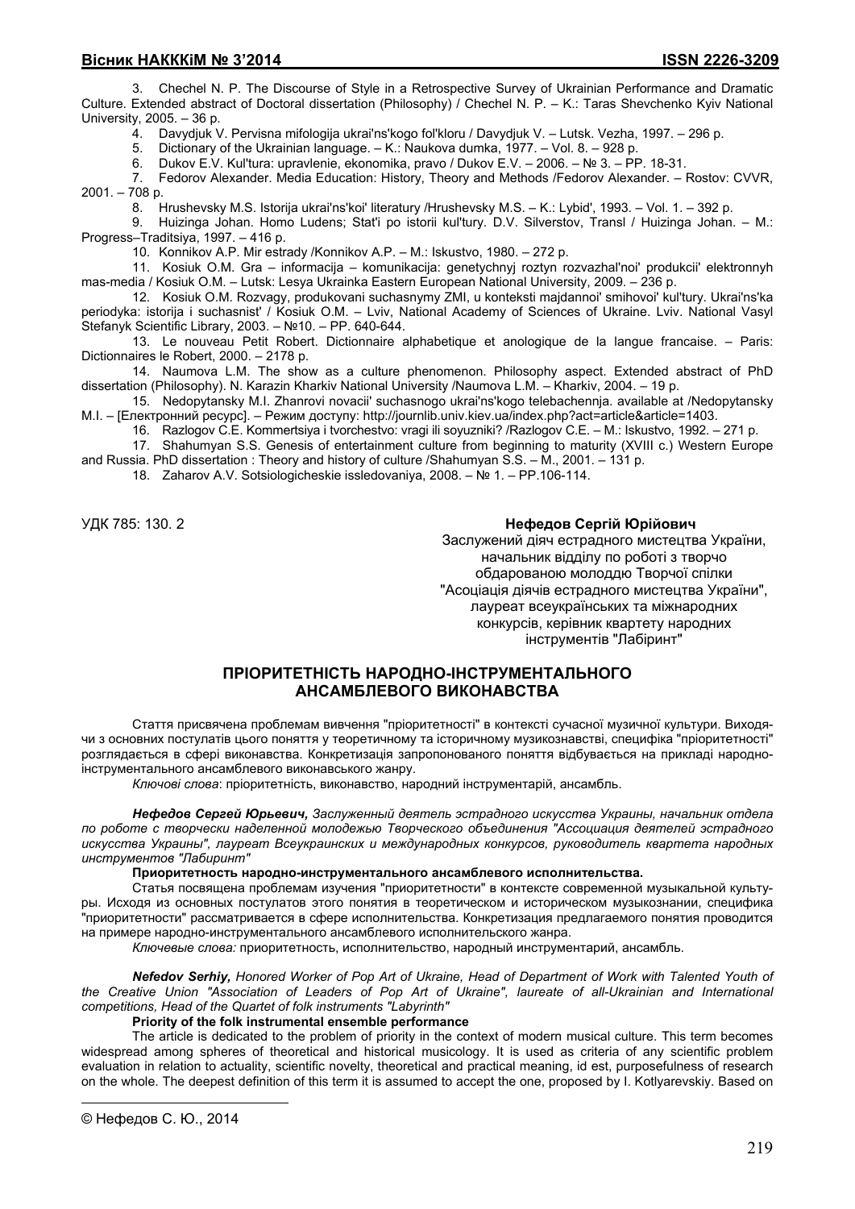3. Chechel N. P. The Discourse of Style in a Retrospective Survey of Ukrainian Performance and Dramatic Culture. Extended abstract of Doctoral dissertation (Philosophy) / Chechel N. P. – K.: Taras Shevchenko Kyiv National University, 2005. – 36 p.

4. Davydjuk V. Pervisna mifologija ukrai'ns'kogo fol'kloru / Davydjuk V. – Lutsk. Vezha, 1997. – 296 p.

5. Dictionary of the Ukrainian language. – K.: Naukova dumka, 1977. – Vol. 8. – 928 p.

6. Dukov E.V. Kul'tura: upravlenie, ekonomika, pravo / Dukov E.V. – 2006. – № 3. – PP. 18-31.

7. Fedorov Alexander. Media Education: History, Theory and Methods /Fedorov Alexander. – Rostov: CVVR, 2001. – 708 p.

8. Hrushevsky M.S. Istorija ukrai'ns'koi' literatury /Hrushevsky M.S. – K.: Lybid', 1993. – Vol. 1. – 392 p.

9. Huizinga Johan. Homo Ludens; Stat'i po istorii kul'tury. D.V. Silverstov, Transl / Huizinga Johan. – M.: Progress–Traditsiya, 1997. – 416 p.

10. Konnikov A.P. Mir estrady /Konnikov A.P. – M.: Iskustvo, 1980. – 272 p.

11. Kosiuk O.M. Gra – informacija – komunikacija: genetychnyj roztyn rozvazhal'noi' produkcii' elektronnyh mas-media / Kosiuk O.M. – Lutsk: Lesya Ukrainka Eastern European National University, 2009. – 236 p.

12. Kosiuk O.M. Rozvagy, produkovani suchasnymy ZMI, u konteksti majdannoi' smihovoi' kul'tury. Ukrai'ns'ka periodyka: istorija i suchasnist' / Kosiuk O.M. – Lviv, National Academy of Sciences of Ukraine. Lviv. National Vasyl Stefanyk Scientific Library, 2003. – №10. – PP. 640-644.

13. Le nouveau Petit Robert. Dictionnaire alphabetique et anologique de la langue francaise. – Paris: Dictionnaires le Robert, 2000. – 2178 p.

14. Naumova L.M. The show as a culture phenomenon. Philosophy aspect. Extended abstract of PhD dissertation (Philosophy). N. Karazin Kharkiv National University /Naumova L.M. – Kharkiv, 2004. – 19 p.

15. Nedopytansky M.I. Zhanrovi novacii' suchasnogo ukrai'ns'kogo telebachennja. available at /Nedopytansky M.I. – [Електронний ресурс]. – Режим доступу: http://journlib.univ.kiev.ua/index.php?act=article&article=1403.

16. Razlogov C.E. Kommertsiya i tvorchestvo: vragi ili soyuzniki? /Razlogov C.E. – M.: Iskustvo, 1992. – 271 p.

17. Shahumyan S.S. Genesis of entertainment culture from beginning to maturity (XVIII c.) Western Europe and Russia. PhD dissertation : Theory and history of culture /Shahumyan S.S. – M., 2001. – 131 p.

18. Zaharov A.V. Sotsiologicheskie issledovaniya, 2008. – № 1. – PP.106-114.

УДК 785: 130. 2

**Нефедов Сергій Юрійович**
Заслужений діяч естрадного мистецтва України, начальник відділу по роботі з творчо обдарованою молоддю Творчої спілки "Асоціація діячів естрадного мистецтва України", лауреат всеукраїнських та міжнародних конкурсів, керівник квартету народних інструментів "Лабіринт"

## ПРІОРИТЕТНІСТЬ НАРОДНО-ІНСТРУМЕНТАЛЬНОГО АНСАМБЛЕВОГО ВИКОНАВСТВА

Стаття присвячена проблемам вивчення "пріоритетності" в контексті сучасної музичної культури. Виходячи з основних постулатів цього поняття у теоретичному та історичному музикознавстві, специфіка "пріоритетності" розглядається в сфері виконавства. Конкретизація запропонованого поняття відбувається на прикладі народно-інструментального ансамблевого виконавського жанру.

*Ключові слова*: пріоритетність, виконавство, народний інструментарій, ансамбль.

***Нефедов Сергей Юрьевич,*** *Заслуженный деятель эстрадного искусства Украины, начальник отдела по роботе с творчески наделенной молодежью Творческого объединения "Ассоциация деятелей эстрадного искусства Украины", лауреат Всеукраинских и международных конкурсов, руководитель квартета народных инструментов "Лабиринт"*

**Приоритетность народно-инструментального ансамблевого исполнительства.**

Статья посвящена проблемам изучения "приоритетности" в контексте современной музыкальной культуры. Исходя из основных постулатов этого понятия в теоретическом и историческом музыкознании, специфика "приоритетности" рассматривается в сфере исполнительства. Конкретизация предлагаемого понятия проводится на примере народно-инструментального ансамблевого исполнительского жанра.

*Ключевые слова:* приоритетность, исполнительство, народный инструментарий, ансамбль.

***Nefedov Serhiy,*** *Honored Worker of Pop Art of Ukraine, Head of Department of Work with Talented Youth of the Creative Union "Association of Leaders of Pop Art of Ukraine", laureate of all-Ukrainian and International competitions, Head of the Quartet of folk instruments "Labyrinth"*

**Priority of the folk instrumental ensemble performance**

The article is dedicated to the problem of priority in the context of modern musical culture. This term becomes widespread among spheres of theoretical and historical musicology. It is used as criteria of any scientific problem evaluation in relation to actuality, scientific novelty, theoretical and practical meaning, id est, purposefulness of research on the whole. The deepest definition of this term it is assumed to accept the one, proposed by I. Kotlyarevskiy. Based on

© Нефедов С. Ю., 2014